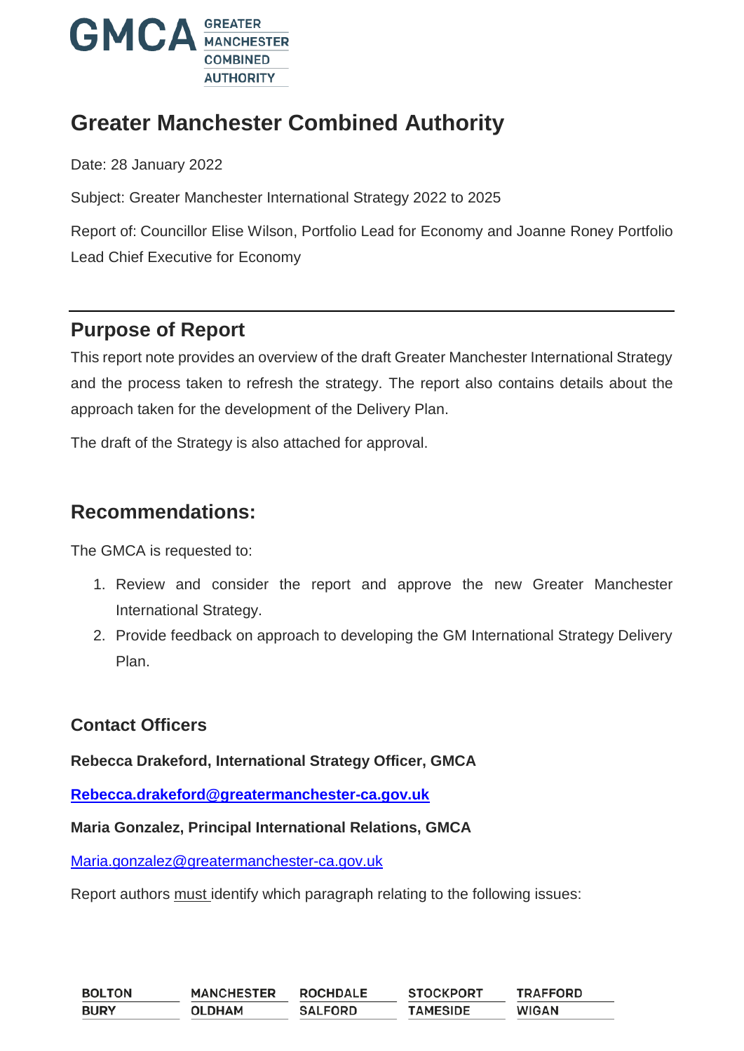# Greater Manchester Combined Authority

Date: 28 January 2022

Subject: Greater Manchester International Strategy 2022 to 2025

Report of: Councillor Elise Wilson, Portfolio Lead for Economy and Joanne Roney Portfolio Lead Chief Executive for Economy

## Purpose of Report

This report note provides an overview of the draft Greater Manchester International Strategy and the process taken to refresh the strategy. The report also contains details about the approach taken for the development of the Delivery Plan.

The draft of the Strategy is also attached for approval.

## Recommendations:

The GMCA is requested to:

1. Review and consider the report and approve the new Greater Manchester International Strategy.
2. Provide feedback on approach to developing the GM International Strategy Delivery Plan.

### Contact Officers

**Rebecca Drakeford, International Strategy Officer, GMCA**

**Rebecca.drakeford@greatermanchester-ca.gov.uk**

**Maria Gonzalez, Principal International Relations, GMCA**

Maria.gonzalez@greatermanchester-ca.gov.uk

Report authors must identify which paragraph relating to the following issues: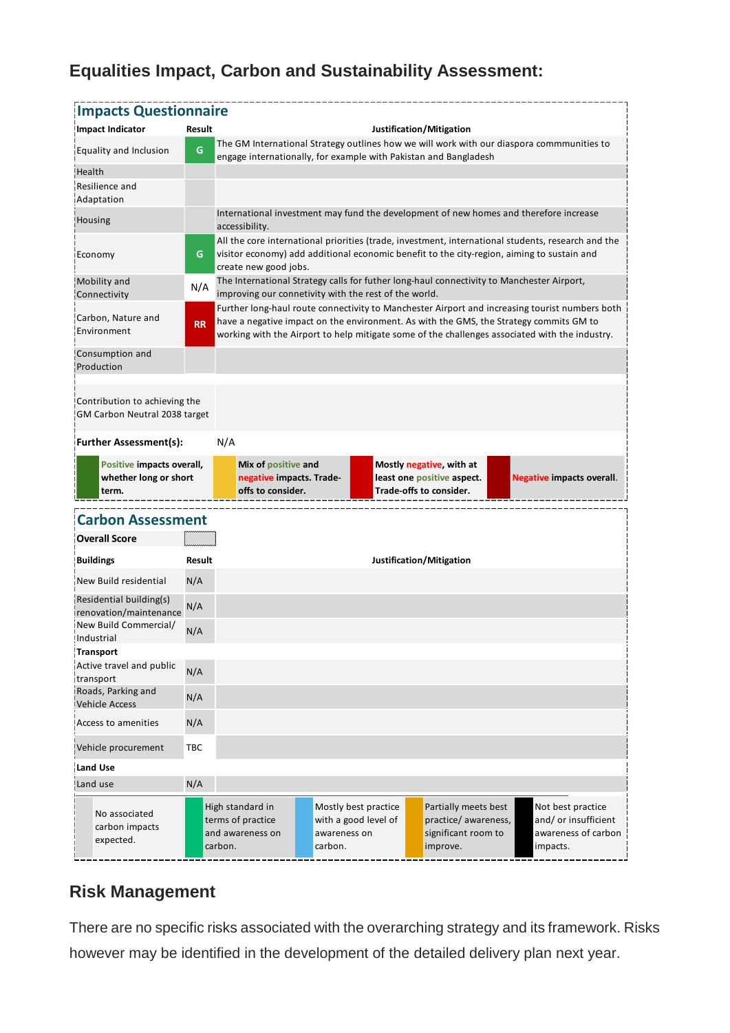## Equalities Impact, Carbon and Sustainability Assessment:

### Impacts Questionnaire

| Impact Indicator | Result | Justification/Mitigation |
|---|---|---|
| Equality and Inclusion | G | The GM International Strategy outlines how we will work with our diaspora commmunities to engage internationally, for example with Pakistan and Bangladesh |
| Health | | |
| Resilience and Adaptation | | |
| Housing | | International investment may fund the development of new homes and therefore increase accessibility. |
| Economy | G | All the core international priorities (trade, investment, international students, research and the visitor economy) add additional economic benefit to the city-region, aiming to sustain and create new good jobs. |
| Mobility and Connectivity | N/A | The International Strategy calls for futher long-haul connectivity to Manchester Airport, improving our connetivity with the rest of the world. |
| Carbon, Nature and Environment | RR | Further long-haul route connectivity to Manchester Airport and increasing tourist numbers both have a negative impact on the environment. As with the GMS, the Strategy commits GM to working with the Airport to help mitigate some of the challenges associated with the industry. |
| Consumption and Production | | |
| Contribution to achieving the GM Carbon Neutral 2038 target | | |

**Further Assessment(s):** N/A

| G | Y | R | RR |
|---|---|---|---|
| **Positive impacts overall, whether long or short term.** | **Mix of positive and negative impacts. Trade-offs to consider.** | **Mostly negative, with at least one positive aspect. Trade-offs to consider.** | **Negative impacts overall.** |

### Carbon Assessment

**Overall Score**

| Buildings | Result | Justification/Mitigation |
|---|---|---|
| New Build residential | N/A | |
| Residential building(s) renovation/maintenance | N/A | |
| New Build Commercial/ Industrial | N/A | |
| **Transport** | | |
| Active travel and public transport | N/A | |
| Roads, Parking and Vehicle Access | N/A | |
| Access to amenities | N/A | |
| Vehicle procurement | TBC | |
| **Land Use** | | |
| Land use | N/A | |

| No associated carbon impacts expected. | High standard in terms of practice and awareness on carbon. | Mostly best practice with a good level of awareness on carbon. | Partially meets best practice/ awareness, significant room to improve. | Not best practice and/ or insufficient awareness of carbon impacts. |
|---|---|---|---|---|

## Risk Management

There are no specific risks associated with the overarching strategy and its framework. Risks however may be identified in the development of the detailed delivery plan next year.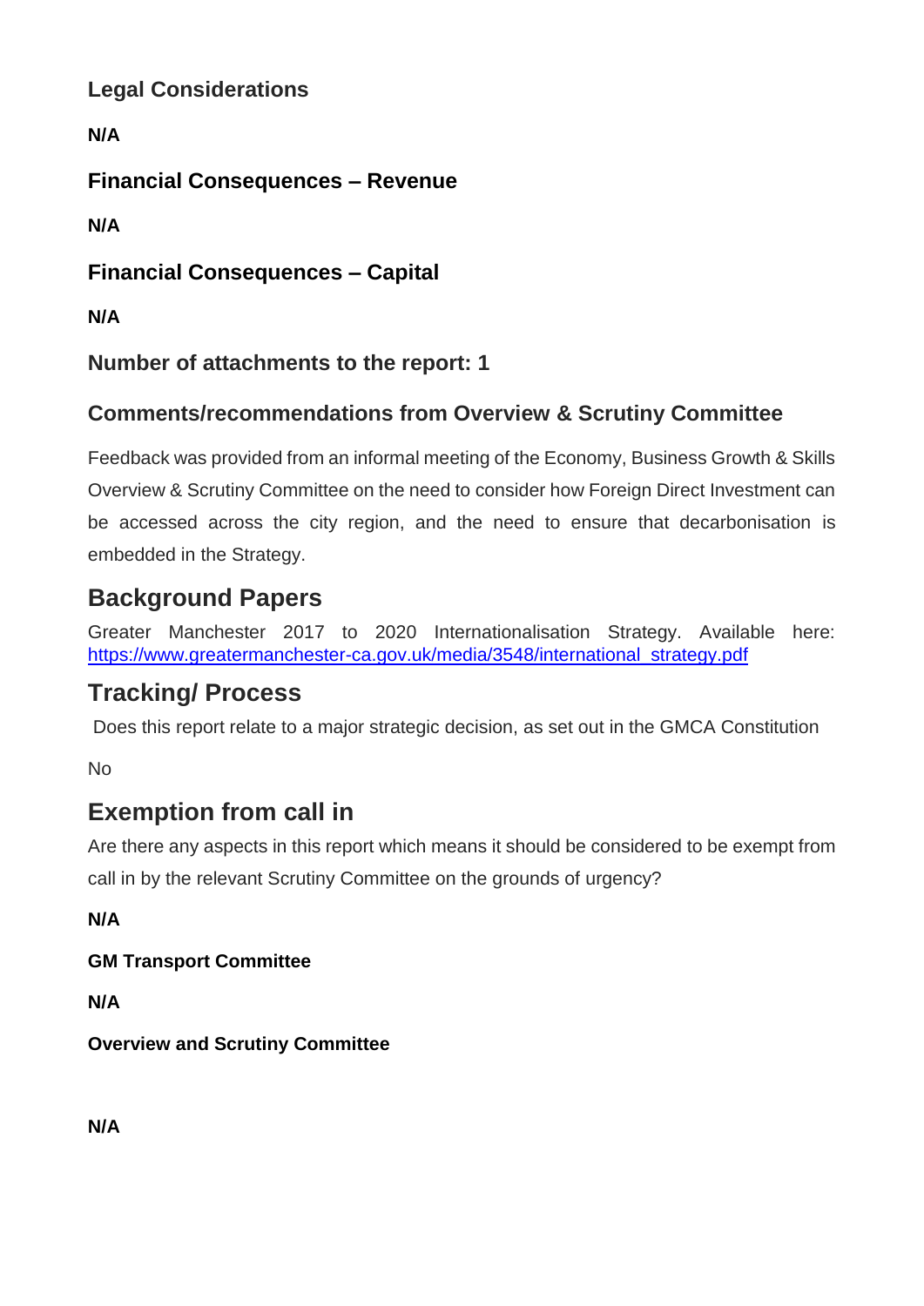### Legal Considerations

**N/A**

### Financial Consequences – Revenue

**N/A**

### Financial Consequences – Capital

**N/A**

### Number of attachments to the report: 1

### Comments/recommendations from Overview & Scrutiny Committee

Feedback was provided from an informal meeting of the Economy, Business Growth & Skills Overview & Scrutiny Committee on the need to consider how Foreign Direct Investment can be accessed across the city region, and the need to ensure that decarbonisation is embedded in the Strategy.

## Background Papers

Greater Manchester 2017 to 2020 Internationalisation Strategy. Available here: [https://www.greatermanchester-ca.gov.uk/media/3548/international_strategy.pdf](https://www.greatermanchester-ca.gov.uk/media/3548/international_strategy.pdf)

## Tracking/ Process

Does this report relate to a major strategic decision, as set out in the GMCA Constitution

No

## Exemption from call in

Are there any aspects in this report which means it should be considered to be exempt from call in by the relevant Scrutiny Committee on the grounds of urgency?

**N/A**

**GM Transport Committee**

**N/A**

**Overview and Scrutiny Committee**

**N/A**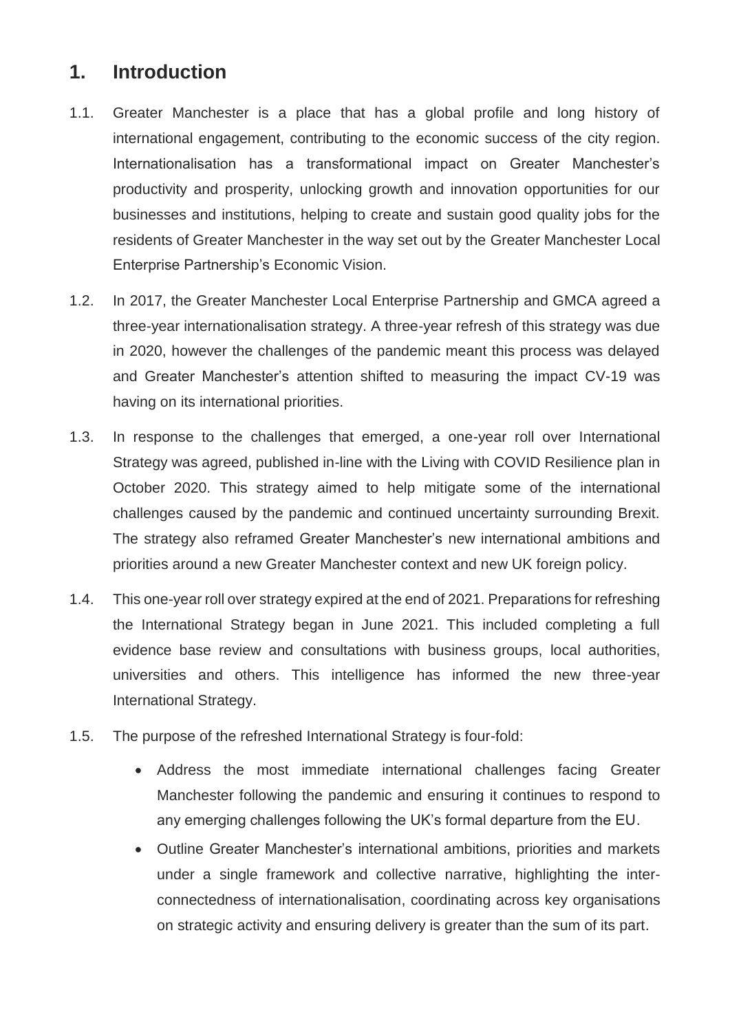## 1. Introduction

1.1. Greater Manchester is a place that has a global profile and long history of international engagement, contributing to the economic success of the city region. Internationalisation has a transformational impact on Greater Manchester's productivity and prosperity, unlocking growth and innovation opportunities for our businesses and institutions, helping to create and sustain good quality jobs for the residents of Greater Manchester in the way set out by the Greater Manchester Local Enterprise Partnership's Economic Vision.

1.2. In 2017, the Greater Manchester Local Enterprise Partnership and GMCA agreed a three-year internationalisation strategy. A three-year refresh of this strategy was due in 2020, however the challenges of the pandemic meant this process was delayed and Greater Manchester's attention shifted to measuring the impact CV-19 was having on its international priorities.

1.3. In response to the challenges that emerged, a one-year roll over International Strategy was agreed, published in-line with the Living with COVID Resilience plan in October 2020. This strategy aimed to help mitigate some of the international challenges caused by the pandemic and continued uncertainty surrounding Brexit. The strategy also reframed Greater Manchester's new international ambitions and priorities around a new Greater Manchester context and new UK foreign policy.

1.4. This one-year roll over strategy expired at the end of 2021. Preparations for refreshing the International Strategy began in June 2021. This included completing a full evidence base review and consultations with business groups, local authorities, universities and others. This intelligence has informed the new three-year International Strategy.

1.5. The purpose of the refreshed International Strategy is four-fold:

- Address the most immediate international challenges facing Greater Manchester following the pandemic and ensuring it continues to respond to any emerging challenges following the UK's formal departure from the EU.
- Outline Greater Manchester's international ambitions, priorities and markets under a single framework and collective narrative, highlighting the inter-connectedness of internationalisation, coordinating across key organisations on strategic activity and ensuring delivery is greater than the sum of its part.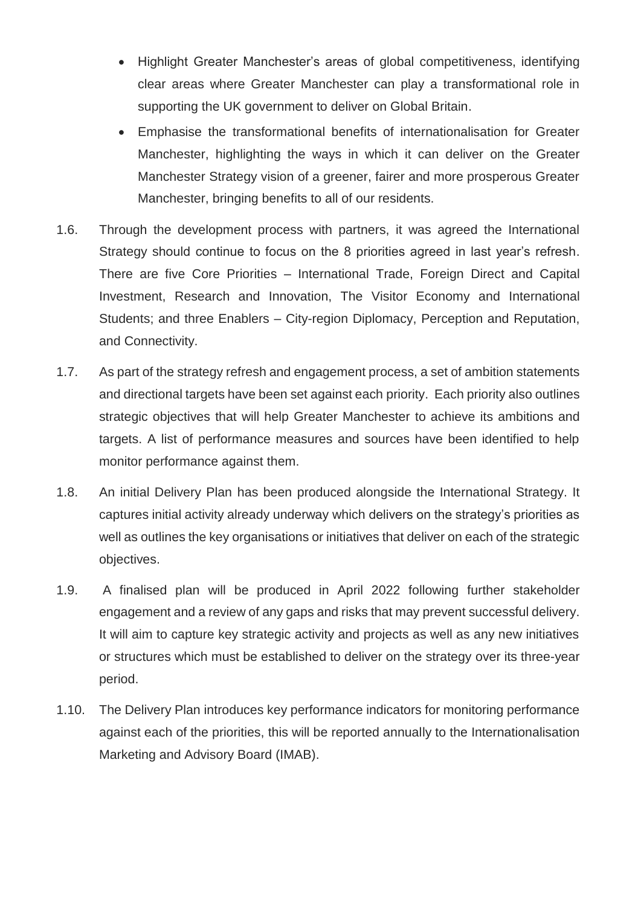- Highlight Greater Manchester's areas of global competitiveness, identifying clear areas where Greater Manchester can play a transformational role in supporting the UK government to deliver on Global Britain.
- Emphasise the transformational benefits of internationalisation for Greater Manchester, highlighting the ways in which it can deliver on the Greater Manchester Strategy vision of a greener, fairer and more prosperous Greater Manchester, bringing benefits to all of our residents.

1.6. Through the development process with partners, it was agreed the International Strategy should continue to focus on the 8 priorities agreed in last year's refresh. There are five Core Priorities – International Trade, Foreign Direct and Capital Investment, Research and Innovation, The Visitor Economy and International Students; and three Enablers – City-region Diplomacy, Perception and Reputation, and Connectivity.

1.7. As part of the strategy refresh and engagement process, a set of ambition statements and directional targets have been set against each priority. Each priority also outlines strategic objectives that will help Greater Manchester to achieve its ambitions and targets. A list of performance measures and sources have been identified to help monitor performance against them.

1.8. An initial Delivery Plan has been produced alongside the International Strategy. It captures initial activity already underway which delivers on the strategy's priorities as well as outlines the key organisations or initiatives that deliver on each of the strategic objectives.

1.9. A finalised plan will be produced in April 2022 following further stakeholder engagement and a review of any gaps and risks that may prevent successful delivery. It will aim to capture key strategic activity and projects as well as any new initiatives or structures which must be established to deliver on the strategy over its three-year period.

1.10. The Delivery Plan introduces key performance indicators for monitoring performance against each of the priorities, this will be reported annually to the Internationalisation Marketing and Advisory Board (IMAB).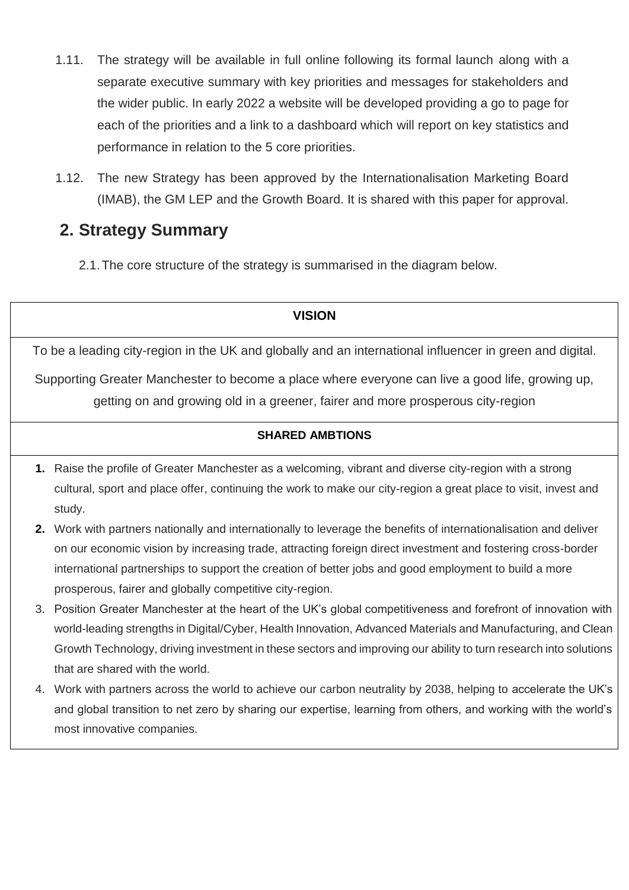1.11. The strategy will be available in full online following its formal launch along with a separate executive summary with key priorities and messages for stakeholders and the wider public. In early 2022 a website will be developed providing a go to page for each of the priorities and a link to a dashboard which will report on key statistics and performance in relation to the 5 core priorities.

1.12. The new Strategy has been approved by the Internationalisation Marketing Board (IMAB), the GM LEP and the Growth Board. It is shared with this paper for approval.

## 2. Strategy Summary

2.1. The core structure of the strategy is summarised in the diagram below.

| **VISION** |
|---|
| To be a leading city-region in the UK and globally and an international influencer in green and digital.<br><br>Supporting Greater Manchester to become a place where everyone can live a good life, growing up, getting on and growing old in a greener, fairer and more prosperous city-region |
| **SHARED AMBTIONS** |
| **1.** Raise the profile of Greater Manchester as a welcoming, vibrant and diverse city-region with a strong cultural, sport and place offer, continuing the work to make our city-region a great place to visit, invest and study.<br>**2.** Work with partners nationally and internationally to leverage the benefits of internationalisation and deliver on our economic vision by increasing trade, attracting foreign direct investment and fostering cross-border international partnerships to support the creation of better jobs and good employment to build a more prosperous, fairer and globally competitive city-region.<br>3. Position Greater Manchester at the heart of the UK's global competitiveness and forefront of innovation with world-leading strengths in Digital/Cyber, Health Innovation, Advanced Materials and Manufacturing, and Clean Growth Technology, driving investment in these sectors and improving our ability to turn research into solutions that are shared with the world.<br>4. Work with partners across the world to achieve our carbon neutrality by 2038, helping to accelerate the UK's and global transition to net zero by sharing our expertise, learning from others, and working with the world's most innovative companies. |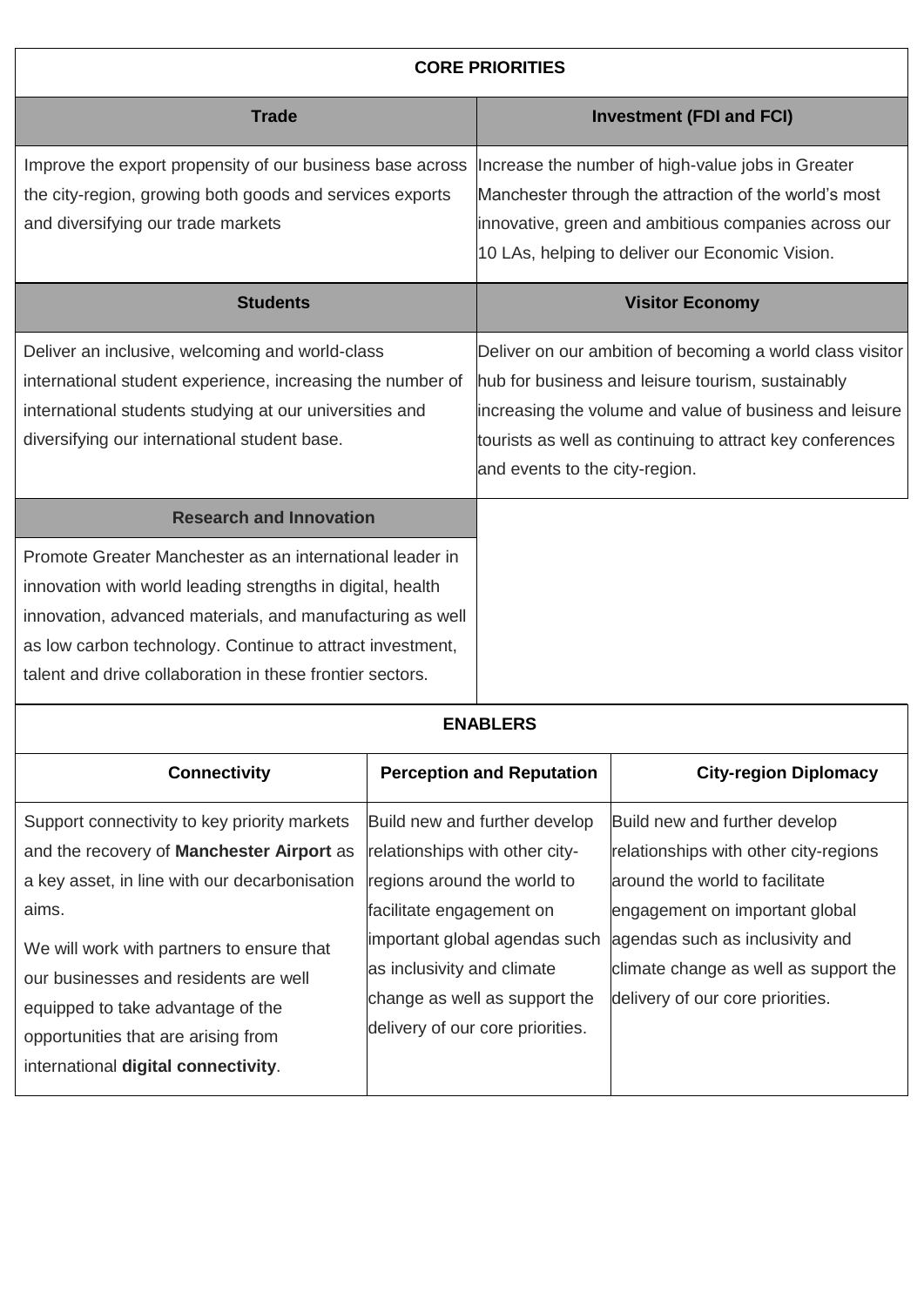| CORE PRIORITIES | |
|---|---|
| **Trade** | **Investment (FDI and FCI)** |
| Improve the export propensity of our business base across the city-region, growing both goods and services exports and diversifying our trade markets | Increase the number of high-value jobs in Greater Manchester through the attraction of the world's most innovative, green and ambitious companies across our 10 LAs, helping to deliver our Economic Vision. |
| **Students** | **Visitor Economy** |
| Deliver an inclusive, welcoming and world-class international student experience, increasing the number of international students studying at our universities and diversifying our international student base. | Deliver on our ambition of becoming a world class visitor hub for business and leisure tourism, sustainably increasing the volume and value of business and leisure tourists as well as continuing to attract key conferences and events to the city-region. |
| **Research and Innovation** | |
| Promote Greater Manchester as an international leader in innovation with world leading strengths in digital, health innovation, advanced materials, and manufacturing as well as low carbon technology. Continue to attract investment, talent and drive collaboration in these frontier sectors. | |

| ENABLERS | | |
|---|---|---|
| **Connectivity** | **Perception and Reputation** | **City-region Diplomacy** |
| Support connectivity to key priority markets and the recovery of **Manchester Airport** as a key asset, in line with our decarbonisation aims.<br><br>We will work with partners to ensure that our businesses and residents are well equipped to take advantage of the opportunities that are arising from international **digital connectivity**. | Build new and further develop relationships with other city-regions around the world to facilitate engagement on important global agendas such as inclusivity and climate change as well as support the delivery of our core priorities. | Build new and further develop relationships with other city-regions around the world to facilitate engagement on important global agendas such as inclusivity and climate change as well as support the delivery of our core priorities. |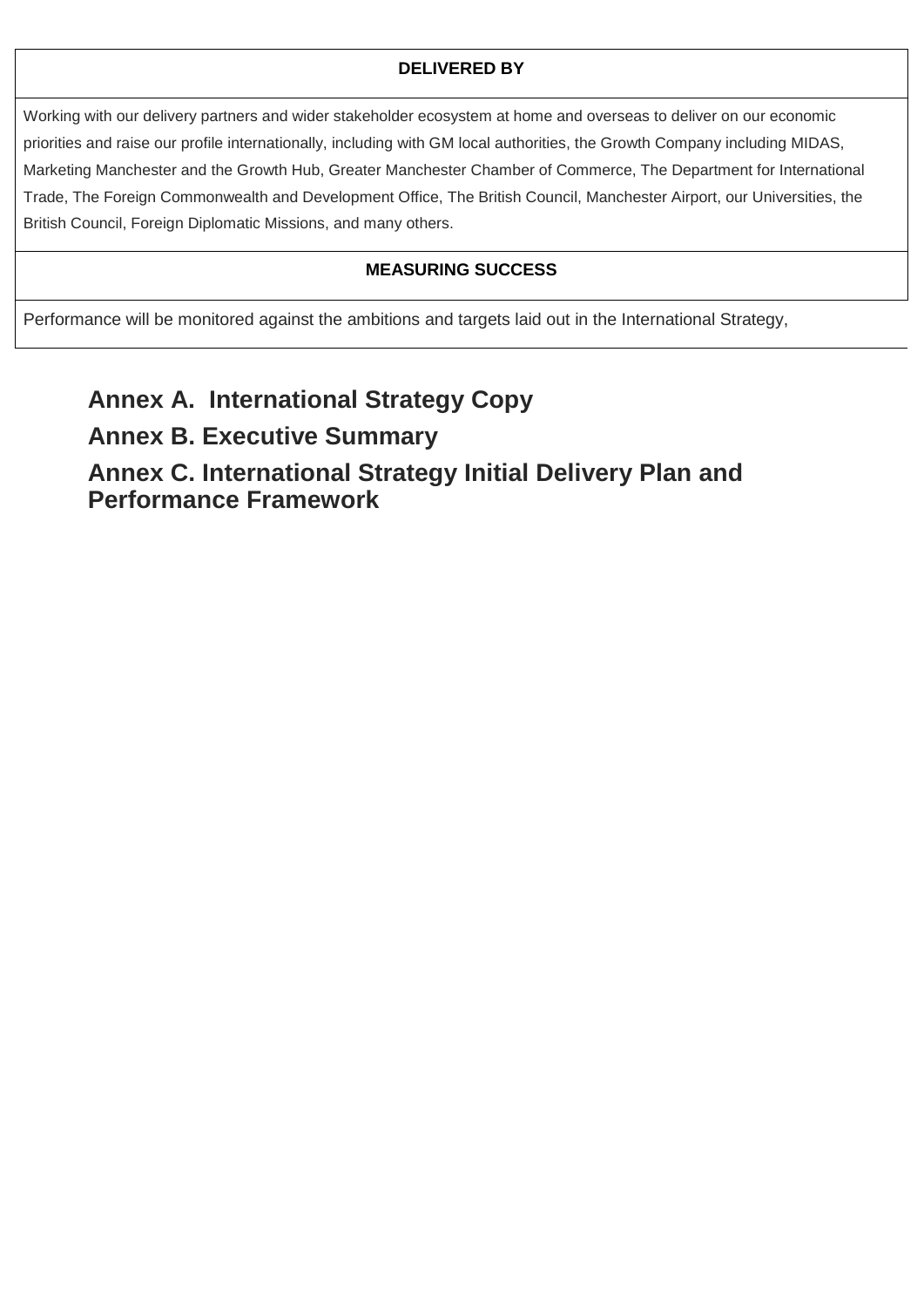| DELIVERED BY |
| --- |
| Working with our delivery partners and wider stakeholder ecosystem at home and overseas to deliver on our economic priorities and raise our profile internationally, including with GM local authorities, the Growth Company including MIDAS, Marketing Manchester and the Growth Hub, Greater Manchester Chamber of Commerce, The Department for International Trade, The Foreign Commonwealth and Development Office, The British Council, Manchester Airport, our Universities, the British Council, Foreign Diplomatic Missions, and many others. |
| **MEASURING SUCCESS** |
| Performance will be monitored against the ambitions and targets laid out in the International Strategy, |

## Annex A. International Strategy Copy

## Annex B. Executive Summary

## Annex C. International Strategy Initial Delivery Plan and Performance Framework